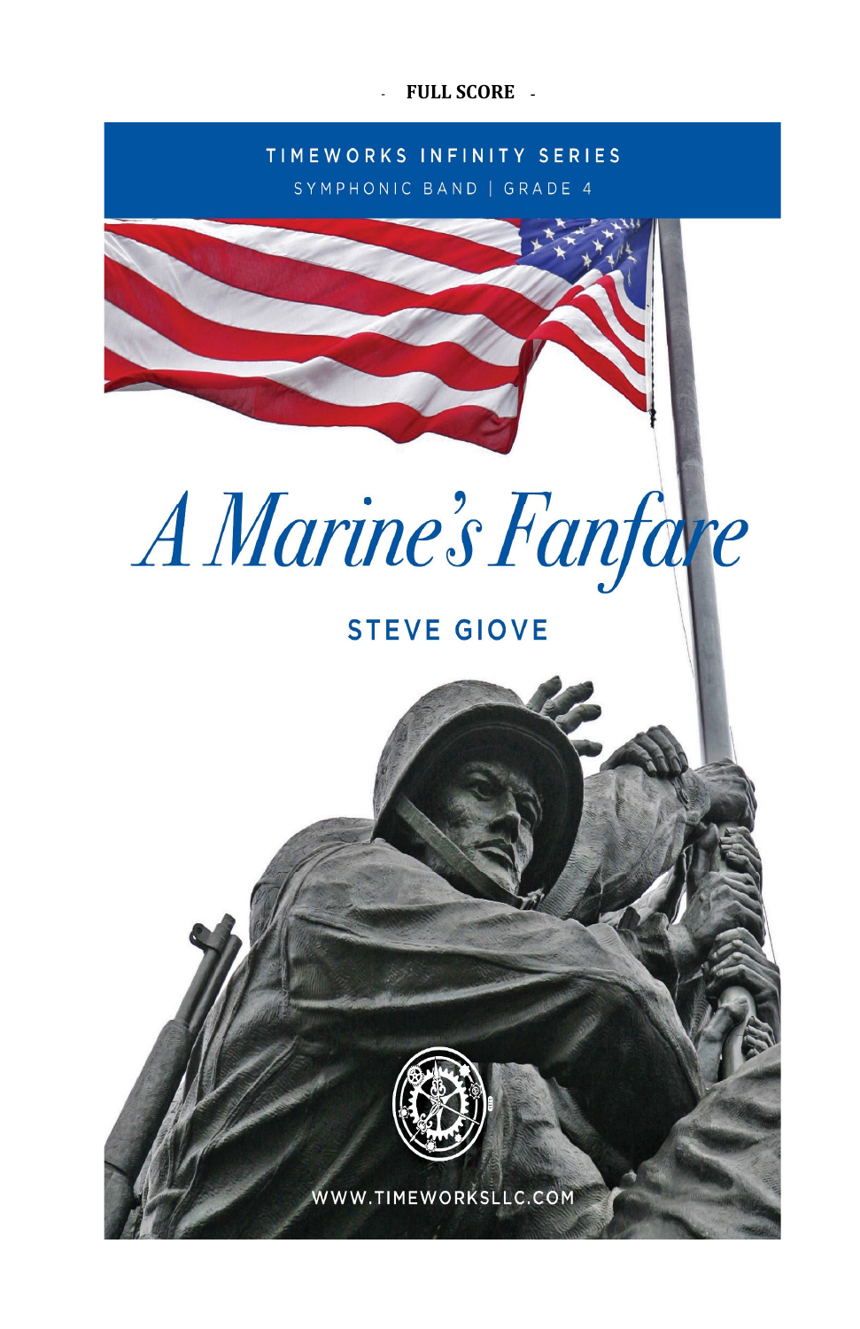- **FULL SCORE** -

TIMEWORKS INFINITY SERIES

SYMPHONIC BAND | GRADE 4

# *A Marine's Fanfare*

## STEVE GIOVE

WWW.TIMEWORKSLLC.COM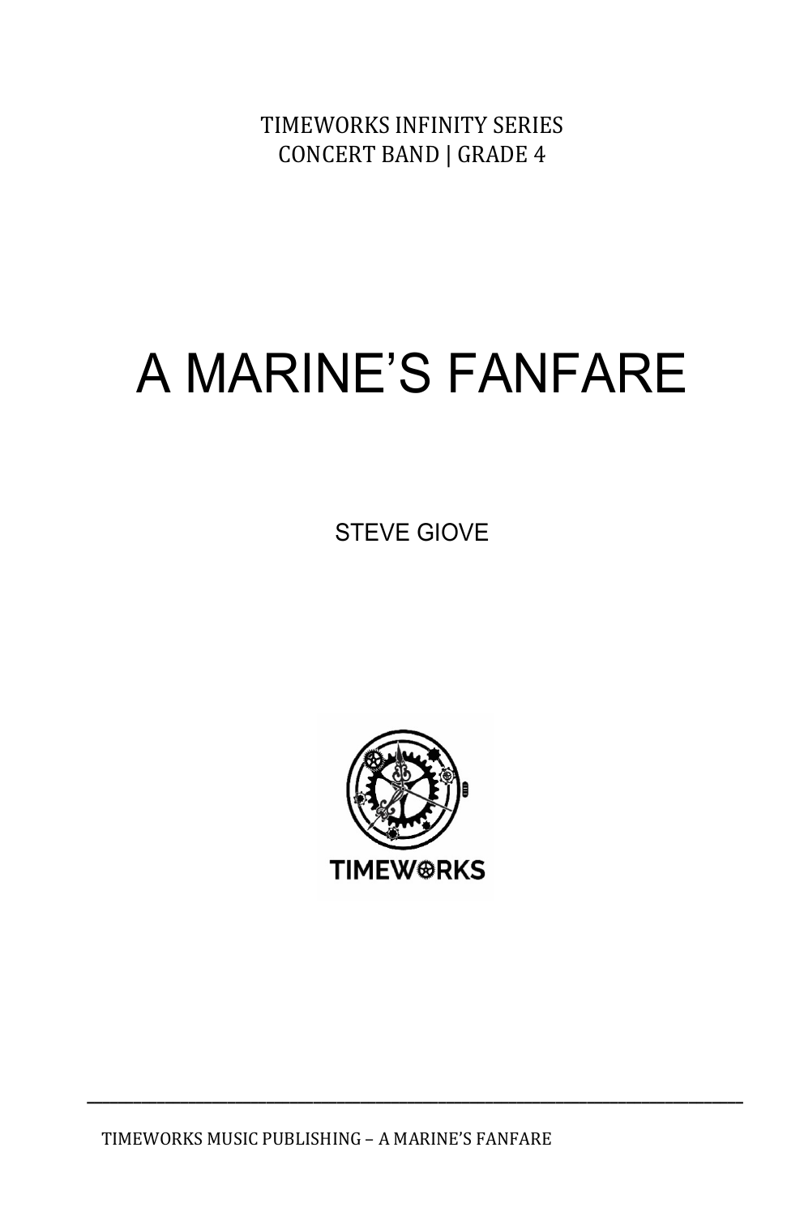TIMEWORKS INFINITY SERIES
CONCERT BAND | GRADE 4

# A MARINE'S FANFARE

STEVE GIOVE

TIMEWORKS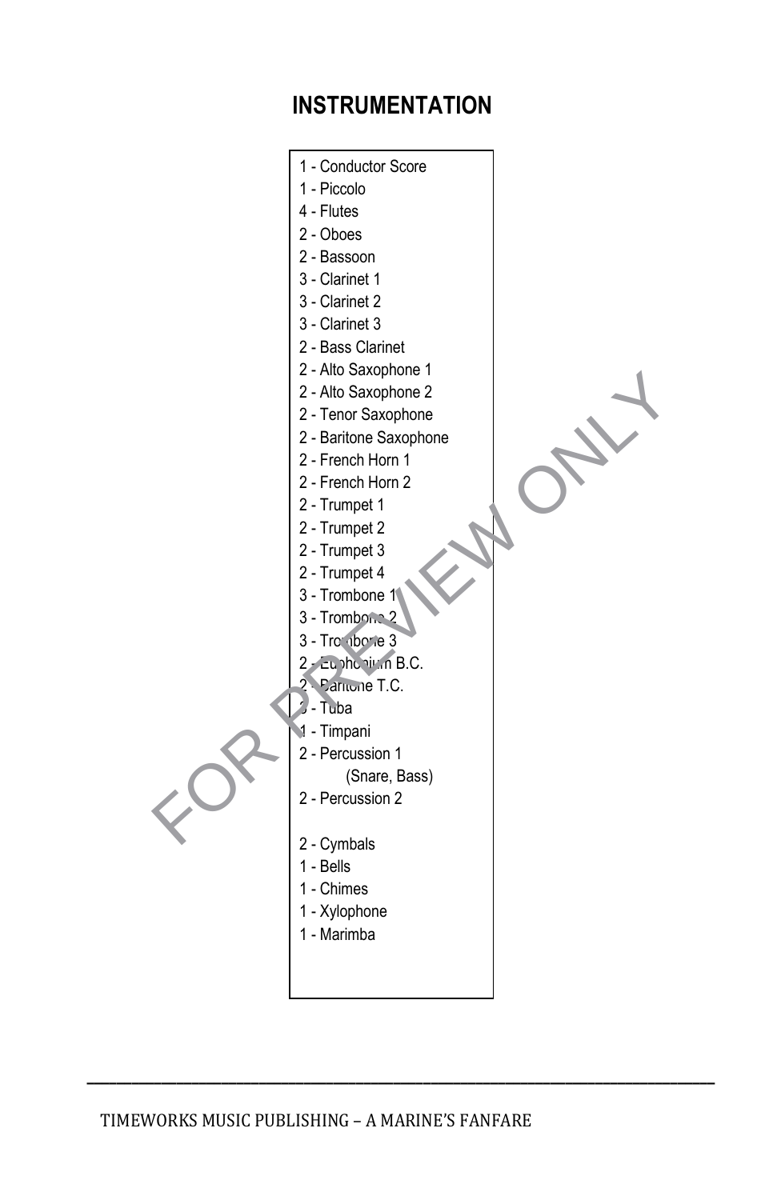# INSTRUMENTATION

- 1 - Conductor Score
- 1 - Piccolo
- 4 - Flutes
- 2 - Oboes
- 2 - Bassoon
- 3 - Clarinet 1
- 3 - Clarinet 2
- 3 - Clarinet 3
- 2 - Bass Clarinet
- 2 - Alto Saxophone 1
- 2 - Alto Saxophone 2
- 2 - Tenor Saxophone
- 2 - Baritone Saxophone
- 2 - French Horn 1
- 2 - French Horn 2
- 2 - Trumpet 1
- 2 - Trumpet 2
- 2 - Trumpet 3
- 2 - Trumpet 4
- 3 - Trombone 1
- 3 - Trombone 2
- 3 - Trombone 3
- 2 - Euphonium B.C.
- 2 - Baritone T.C.
- 3 - Tuba
- 1 - Timpani
- 2 - Percussion 1
  (Snare, Bass)
- 2 - Percussion 2
- 2 - Cymbals
- 1 - Bells
- 1 - Chimes
- 1 - Xylophone
- 1 - Marimba

FOR PREVIEW ONLY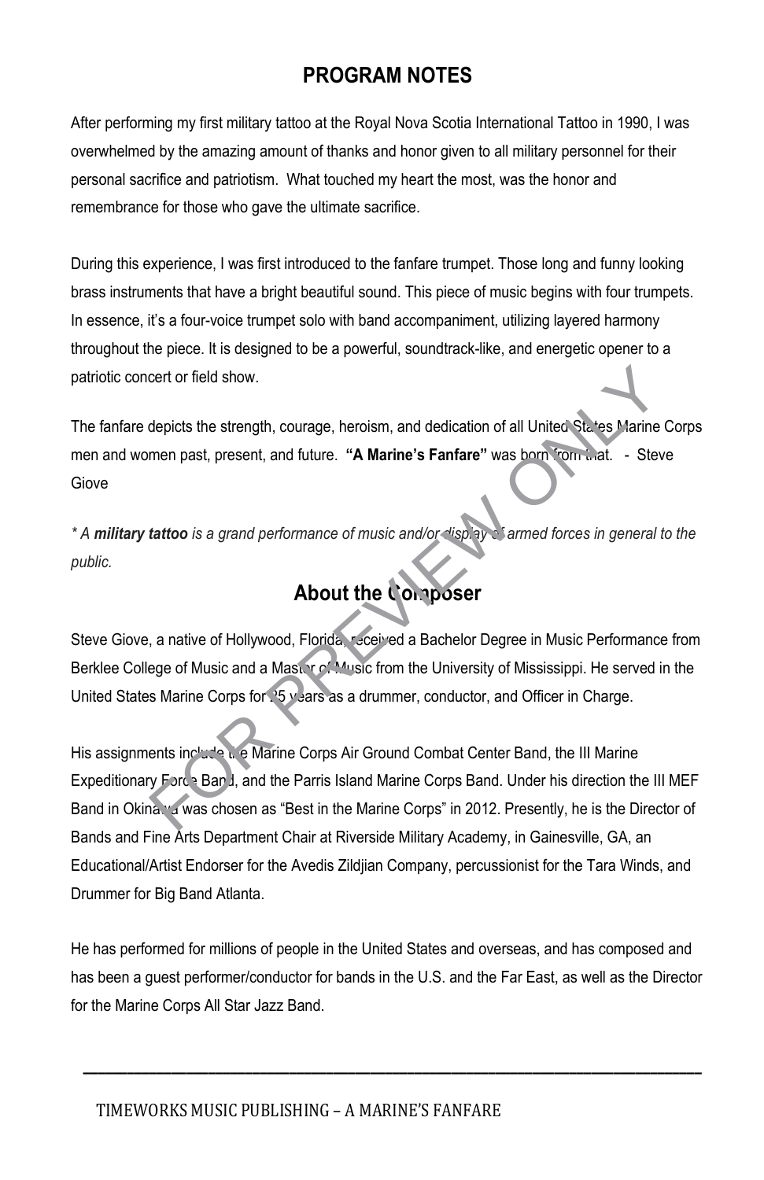## PROGRAM NOTES

After performing my first military tattoo at the Royal Nova Scotia International Tattoo in 1990, I was overwhelmed by the amazing amount of thanks and honor given to all military personnel for their personal sacrifice and patriotism. What touched my heart the most, was the honor and remembrance for those who gave the ultimate sacrifice.

During this experience, I was first introduced to the fanfare trumpet. Those long and funny looking brass instruments that have a bright beautiful sound. This piece of music begins with four trumpets. In essence, it's a four-voice trumpet solo with band accompaniment, utilizing layered harmony throughout the piece. It is designed to be a powerful, soundtrack-like, and energetic opener to a patriotic concert or field show.

The fanfare depicts the strength, courage, heroism, and dedication of all United States Marine Corps men and women past, present, and future. **"A Marine's Fanfare"** was born from that. - Steve Giove

*\* A **military tattoo** is a grand performance of music and/or display of armed forces in general to the public.*

## About the Composer

Steve Giove, a native of Hollywood, Florida, received a Bachelor Degree in Music Performance from Berklee College of Music and a Master of Music from the University of Mississippi. He served in the United States Marine Corps for 25 years as a drummer, conductor, and Officer in Charge.

His assignments include the Marine Corps Air Ground Combat Center Band, the III Marine Expeditionary Force Band, and the Parris Island Marine Corps Band. Under his direction the III MEF Band in Okinawa was chosen as "Best in the Marine Corps" in 2012. Presently, he is the Director of Bands and Fine Arts Department Chair at Riverside Military Academy, in Gainesville, GA, an Educational/Artist Endorser for the Avedis Zildjian Company, percussionist for the Tara Winds, and Drummer for Big Band Atlanta.

He has performed for millions of people in the United States and overseas, and has composed and has been a guest performer/conductor for bands in the U.S. and the Far East, as well as the Director for the Marine Corps All Star Jazz Band.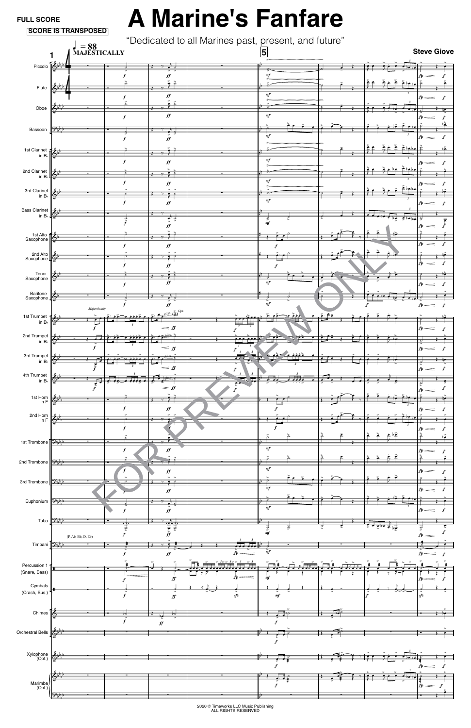**FULL SCORE**

**SCORE IS TRANSPOSED**

# A Marine's Fanfare

"Dedicated to all Marines past, present, and future"

**Steve Giove**

2020 © Timeworks LLC Music Publishing
ALL RIGHTS RESERVED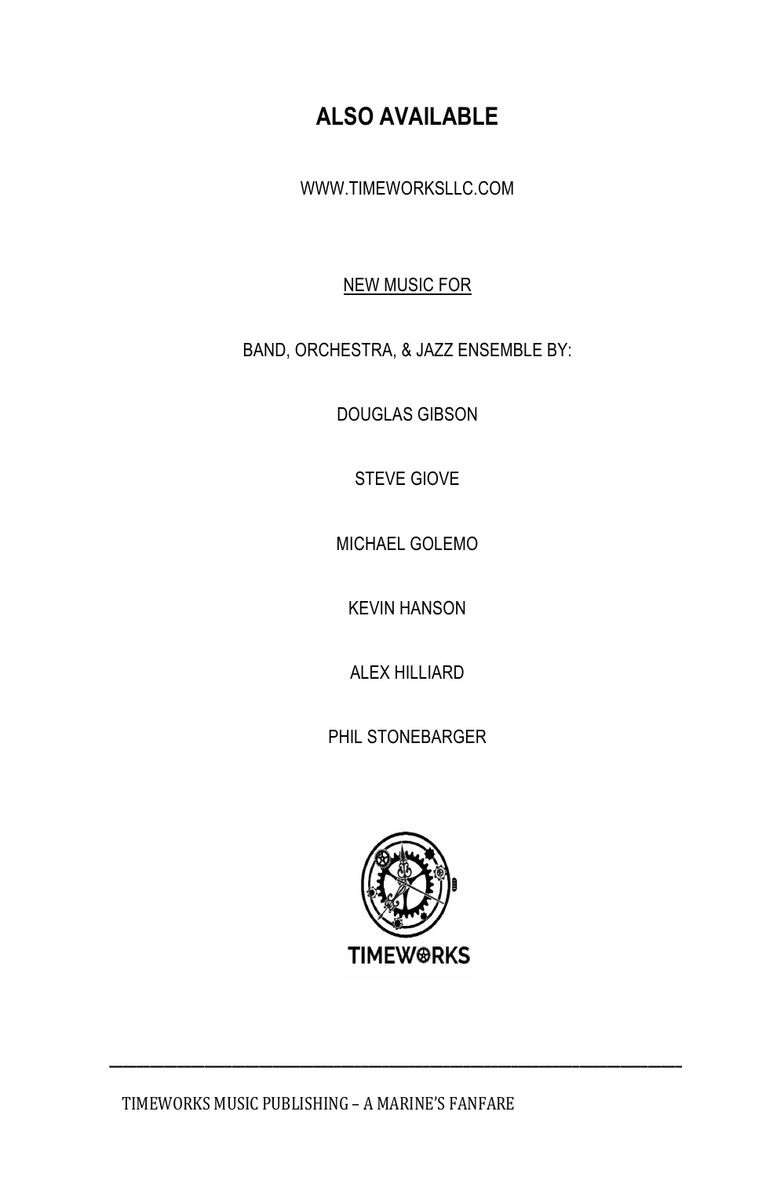# ALSO AVAILABLE

WWW.TIMEWORKSLLC.COM

<u>NEW MUSIC FOR</u>

BAND, ORCHESTRA, & JAZZ ENSEMBLE BY:

DOUGLAS GIBSON

STEVE GIOVE

MICHAEL GOLEMO

KEVIN HANSON

ALEX HILLIARD

PHIL STONEBARGER

TIMEWORKS